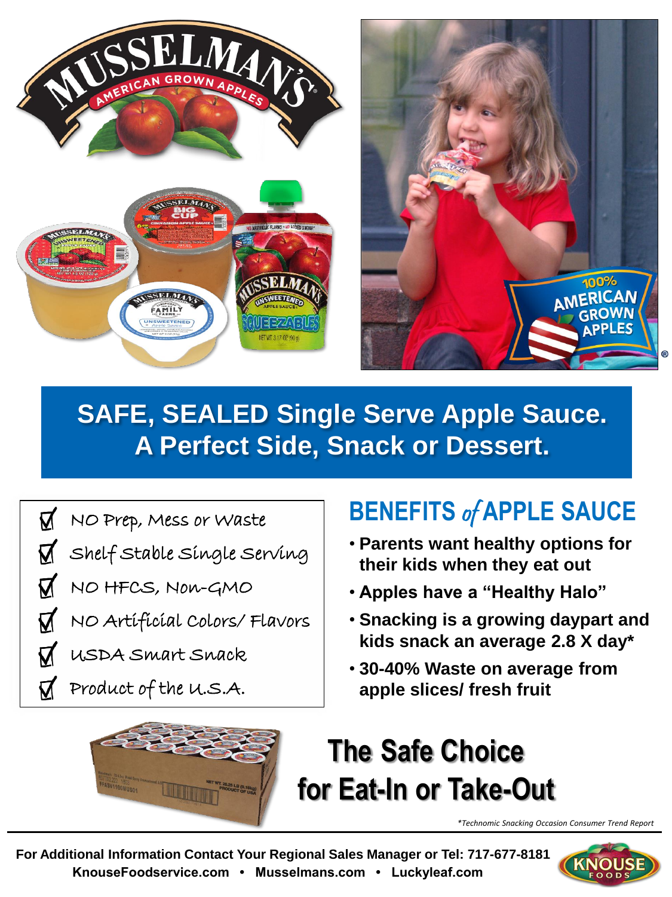# SAFE, SEALED Single Serve Apple Sauce. A Perfect Side, Snack or Dessert.

- ☑ NO Prep, Mess or Waste
- ☑ Shelf Stable Single Serving
- ☑ NO HFCS, Non-GMO
- ☑ NO Artificial Colors/ Flavors
- ☑ USDA Smart Snack
- ☑ Product of the U.S.A.

## BENEFITS *of* APPLE SAUCE

- **Parents want healthy options for their kids when they eat out**
- **Apples have a "Healthy Halo"**
- **Snacking is a growing daypart and kids snack an average 2.8 X day***
- **30-40% Waste on average from apple slices/ fresh fruit**

## The Safe Choice for Eat-In or Take-Out

*\*Technomic Snacking Occasion Consumer Trend Report*

**For Additional Information Contact Your Regional Sales Manager or Tel: 717-677-8181**
**KnouseFoodservice.com • Musselmans.com • Luckyleaf.com**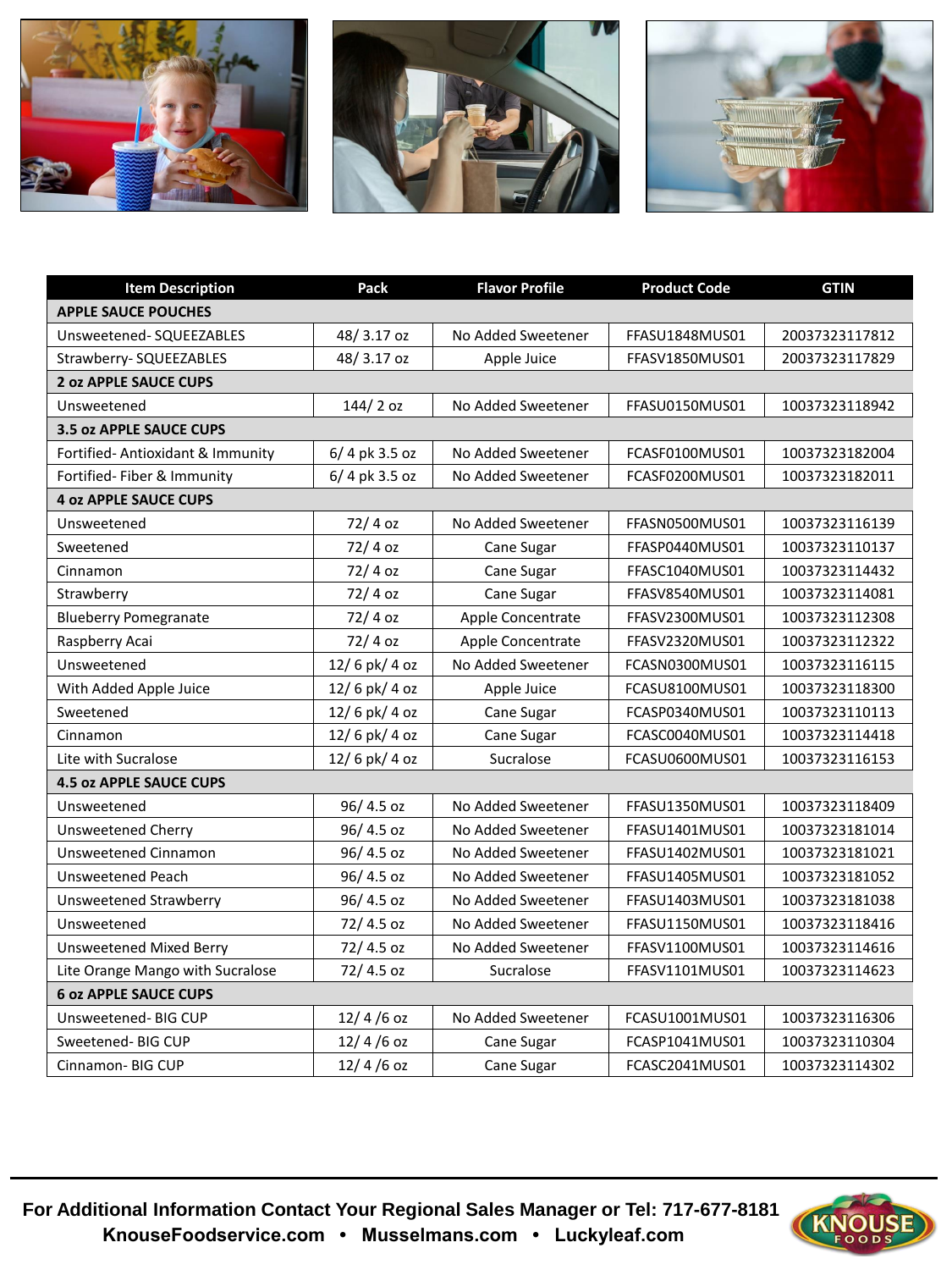| Item Description | Pack | Flavor Profile | Product Code | GTIN |
|---|---|---|---|---|
| **APPLE SAUCE POUCHES** | | | | |
| Unsweetened- SQUEEZABLES | 48/ 3.17 oz | No Added Sweetener | FFASU1848MUS01 | 20037323117812 |
| Strawberry- SQUEEZABLES | 48/ 3.17 oz | Apple Juice | FFASV1850MUS01 | 20037323117829 |
| **2 oz APPLE SAUCE CUPS** | | | | |
| Unsweetened | 144/ 2 oz | No Added Sweetener | FFASU0150MUS01 | 10037323118942 |
| **3.5 oz APPLE SAUCE CUPS** | | | | |
| Fortified- Antioxidant & Immunity | 6/ 4 pk 3.5 oz | No Added Sweetener | FCASF0100MUS01 | 10037323182004 |
| Fortified- Fiber & Immunity | 6/ 4 pk 3.5 oz | No Added Sweetener | FCASF0200MUS01 | 10037323182011 |
| **4 oz APPLE SAUCE CUPS** | | | | |
| Unsweetened | 72/ 4 oz | No Added Sweetener | FFASN0500MUS01 | 10037323116139 |
| Sweetened | 72/ 4 oz | Cane Sugar | FFASP0440MUS01 | 10037323110137 |
| Cinnamon | 72/ 4 oz | Cane Sugar | FFASC1040MUS01 | 10037323114432 |
| Strawberry | 72/ 4 oz | Cane Sugar | FFASV8540MUS01 | 10037323114081 |
| Blueberry Pomegranate | 72/ 4 oz | Apple Concentrate | FFASV2300MUS01 | 10037323112308 |
| Raspberry Acai | 72/ 4 oz | Apple Concentrate | FFASV2320MUS01 | 10037323112322 |
| Unsweetened | 12/ 6 pk/ 4 oz | No Added Sweetener | FCASN0300MUS01 | 10037323116115 |
| With Added Apple Juice | 12/ 6 pk/ 4 oz | Apple Juice | FCASU8100MUS01 | 10037323118300 |
| Sweetened | 12/ 6 pk/ 4 oz | Cane Sugar | FCASP0340MUS01 | 10037323110113 |
| Cinnamon | 12/ 6 pk/ 4 oz | Cane Sugar | FCASC0040MUS01 | 10037323114418 |
| Lite with Sucralose | 12/ 6 pk/ 4 oz | Sucralose | FCASU0600MUS01 | 10037323116153 |
| **4.5 oz APPLE SAUCE CUPS** | | | | |
| Unsweetened | 96/ 4.5 oz | No Added Sweetener | FFASU1350MUS01 | 10037323118409 |
| Unsweetened Cherry | 96/ 4.5 oz | No Added Sweetener | FFASU1401MUS01 | 10037323181014 |
| Unsweetened Cinnamon | 96/ 4.5 oz | No Added Sweetener | FFASU1402MUS01 | 10037323181021 |
| Unsweetened Peach | 96/ 4.5 oz | No Added Sweetener | FFASU1405MUS01 | 10037323181052 |
| Unsweetened Strawberry | 96/ 4.5 oz | No Added Sweetener | FFASU1403MUS01 | 10037323181038 |
| Unsweetened | 72/ 4.5 oz | No Added Sweetener | FFASU1150MUS01 | 10037323118416 |
| Unsweetened Mixed Berry | 72/ 4.5 oz | No Added Sweetener | FFASV1100MUS01 | 10037323114616 |
| Lite Orange Mango with Sucralose | 72/ 4.5 oz | Sucralose | FFASV1101MUS01 | 10037323114623 |
| **6 oz APPLE SAUCE CUPS** | | | | |
| Unsweetened- BIG CUP | 12/ 4 /6 oz | No Added Sweetener | FCASU1001MUS01 | 10037323116306 |
| Sweetened- BIG CUP | 12/ 4 /6 oz | Cane Sugar | FCASP1041MUS01 | 10037323110304 |
| Cinnamon- BIG CUP | 12/ 4 /6 oz | Cane Sugar | FCASC2041MUS01 | 10037323114302 |

**For Additional Information Contact Your Regional Sales Manager or Tel: 717-677-8181**

**KnouseFoodservice.com • Musselmans.com • Luckyleaf.com**

KNOUSE FOODS